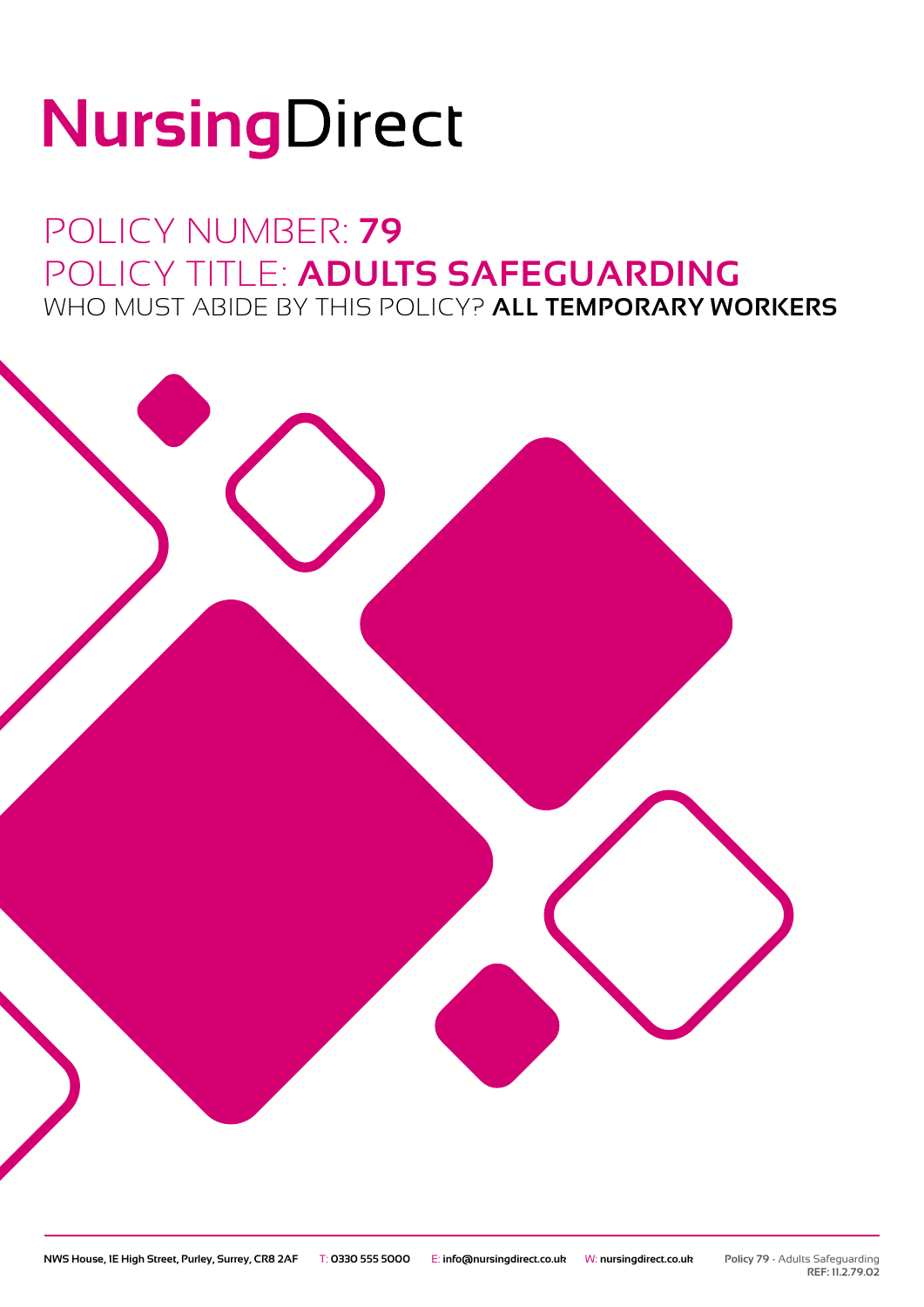# NursingDirect

## POLICY NUMBER: **79**
## POLICY TITLE: **ADULTS SAFEGUARDING**
### WHO MUST ABIDE BY THIS POLICY? **ALL TEMPORARY WORKERS**

NWS House, 1E High Street, Purley, Surrey, CR8 2AF T: 0330 555 5000 E: info@nursingdirect.co.uk W: nursingdirect.co.uk

Policy 79 - Adults Safeguarding
REF: 11.2.79.02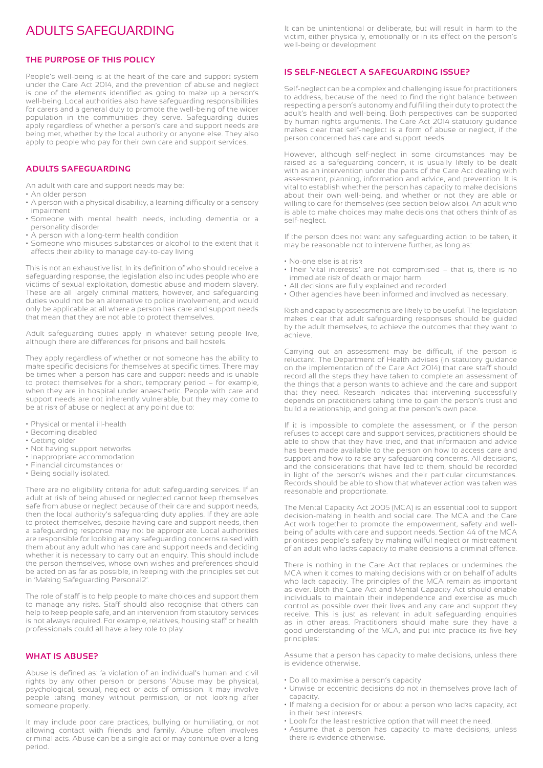# ADULTS SAFEGUARDING

## THE PURPOSE OF THIS POLICY

People's well-being is at the heart of the care and support system under the Care Act 2014, and the prevention of abuse and neglect is one of the elements identified as going to make up a person's well-being. Local authorities also have safeguarding responsibilities for carers and a general duty to promote the well-being of the wider population in the communities they serve. Safeguarding duties apply regardless of whether a person's care and support needs are being met, whether by the local authority or anyone else. They also apply to people who pay for their own care and support services.

## ADULTS SAFEGUARDING

An adult with care and support needs may be:

- An older person
- A person with a physical disability, a learning difficulty or a sensory impairment
- Someone with mental health needs, including dementia or a personality disorder
- A person with a long-term health condition
- Someone who misuses substances or alcohol to the extent that it affects their ability to manage day-to-day living

This is not an exhaustive list. In its definition of who should receive a safeguarding response, the legislation also includes people who are victims of sexual exploitation, domestic abuse and modern slavery. These are all largely criminal matters, however, and safeguarding duties would not be an alternative to police involvement, and would only be applicable at all where a person has care and support needs that mean that they are not able to protect themselves.

Adult safeguarding duties apply in whatever setting people live, although there are differences for prisons and bail hostels.

They apply regardless of whether or not someone has the ability to make specific decisions for themselves at specific times. There may be times when a person has care and support needs and is unable to protect themselves for a short, temporary period – for example, when they are in hospital under anaesthetic. People with care and support needs are not inherently vulnerable, but they may come to be at risk of abuse or neglect at any point due to:

- Physical or mental ill-health
- Becoming disabled
- Getting older
- Not having support networks
- Inappropriate accommodation
- Financial circumstances or
- Being socially isolated.

There are no eligibility criteria for adult safeguarding services. If an adult at risk of being abused or neglected cannot keep themselves safe from abuse or neglect because of their care and support needs, then the local authority's safeguarding duty applies. If they are able to protect themselves, despite having care and support needs, then a safeguarding response may not be appropriate. Local authorities are responsible for looking at any safeguarding concerns raised with them about any adult who has care and support needs and deciding whether it is necessary to carry out an enquiry. This should include the person themselves, whose own wishes and preferences should be acted on as far as possible, in keeping with the principles set out in 'Making Safeguarding Personal2'.

The role of staff is to help people to make choices and support them to manage any risks. Staff should also recognise that others can help to keep people safe, and an intervention from statutory services is not always required. For example, relatives, housing staff or health professionals could all have a key role to play.

## WHAT IS ABUSE?

Abuse is defined as: 'a violation of an individual's human and civil rights by any other person or persons 'Abuse may be physical, psychological, sexual, neglect or acts of omission. It may involve people taking money without permission, or not looking after someone properly.

It may include poor care practices, bullying or humiliating, or not allowing contact with friends and family. Abuse often involves criminal acts. Abuse can be a single act or may continue over a long period.

It can be unintentional or deliberate, but will result in harm to the victim, either physically, emotionally or in its effect on the person's well-being or development

## IS SELF-NEGLECT A SAFEGUARDING ISSUE?

Self-neglect can be a complex and challenging issue for practitioners to address, because of the need to find the right balance between respecting a person's autonomy and fulfilling their duty to protect the adult's health and well-being. Both perspectives can be supported by human rights arguments. The Care Act 2014 statutory guidance makes clear that self-neglect is a form of abuse or neglect, if the person concerned has care and support needs.

However, although self-neglect in some circumstances may be raised as a safeguarding concern, it is usually likely to be dealt with as an intervention under the parts of the Care Act dealing with assessment, planning, information and advice, and prevention. It is vital to establish whether the person has capacity to make decisions about their own well-being, and whether or not they are able or willing to care for themselves (see section below also). An adult who is able to make choices may make decisions that others think of as self-neglect.

If the person does not want any safeguarding action to be taken, it may be reasonable not to intervene further, as long as:

- No-one else is at risk
- Their 'vital interests' are not compromised – that is, there is no immediate risk of death or major harm
- All decisions are fully explained and recorded
- Other agencies have been informed and involved as necessary.

Risk and capacity assessments are likely to be useful. The legislation makes clear that adult safeguarding responses should be guided by the adult themselves, to achieve the outcomes that they want to achieve.

Carrying out an assessment may be difficult, if the person is reluctant. The Department of Health advises (in statutory guidance on the implementation of the Care Act 2014) that care staff should record all the steps they have taken to complete an assessment of the things that a person wants to achieve and the care and support that they need. Research indicates that intervening successfully depends on practitioners taking time to gain the person's trust and build a relationship, and going at the person's own pace.

If it is impossible to complete the assessment, or if the person refuses to accept care and support services, practitioners should be able to show that they have tried, and that information and advice has been made available to the person on how to access care and support and how to raise any safeguarding concerns. All decisions, and the considerations that have led to them, should be recorded in light of the person's wishes and their particular circumstances. Records should be able to show that whatever action was taken was reasonable and proportionate.

The Mental Capacity Act 2005 (MCA) is an essential tool to support decision-making in health and social care. The MCA and the Care Act work together to promote the empowerment, safety and well-being of adults with care and support needs. Section 44 of the MCA prioritises people's safety by making wilful neglect or mistreatment of an adult who lacks capacity to make decisions a criminal offence.

There is nothing in the Care Act that replaces or undermines the MCA when it comes to making decisions with or on behalf of adults who lack capacity. The principles of the MCA remain as important as ever. Both the Care Act and Mental Capacity Act should enable individuals to maintain their independence and exercise as much control as possible over their lives and any care and support they receive. This is just as relevant in adult safeguarding enquiries as in other areas. Practitioners should make sure they have a good understanding of the MCA, and put into practice its five key principles:

Assume that a person has capacity to make decisions, unless there is evidence otherwise.

- Do all to maximise a person's capacity.
- Unwise or eccentric decisions do not in themselves prove lack of capacity.
- If making a decision for or about a person who lacks capacity, act in their best interests.
- Look for the least restrictive option that will meet the need.
- Assume that a person has capacity to make decisions, unless there is evidence otherwise.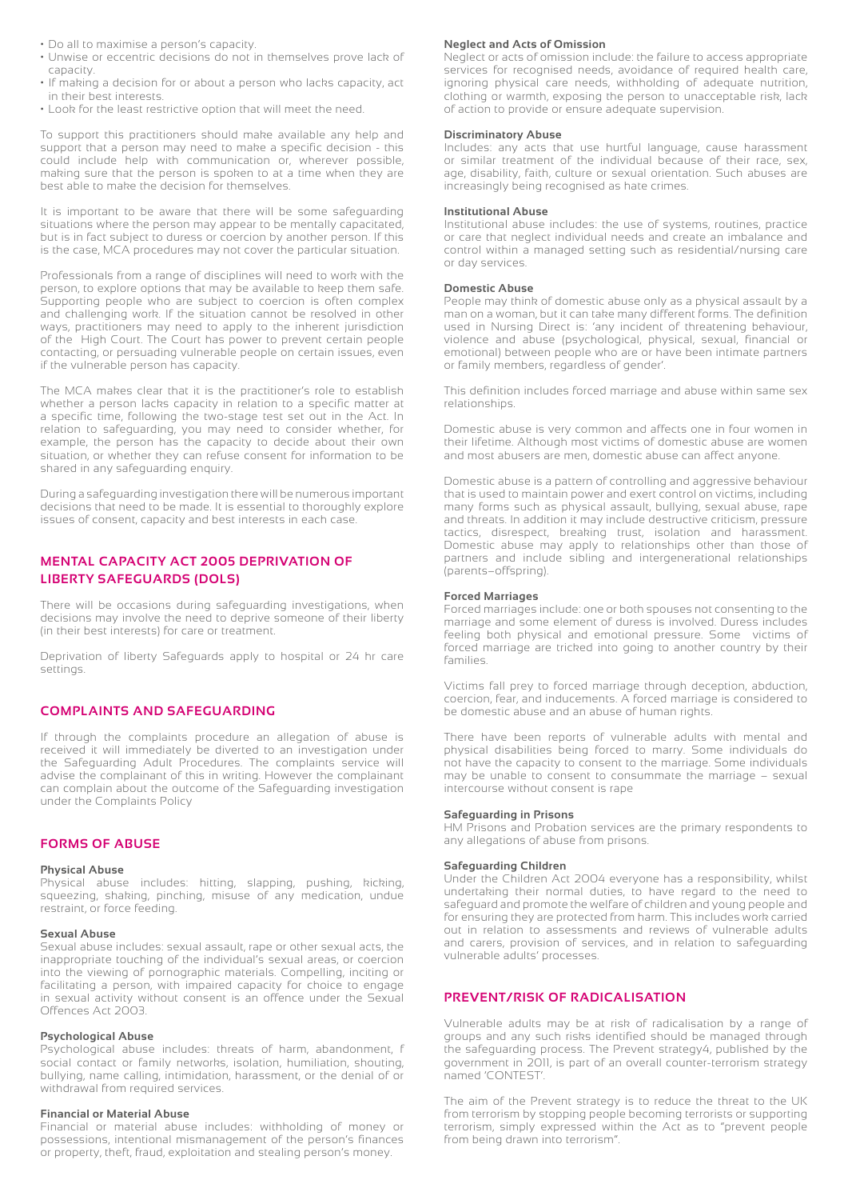- Do all to maximise a person's capacity.
- Unwise or eccentric decisions do not in themselves prove lack of capacity.
- If making a decision for or about a person who lacks capacity, act in their best interests.
- Look for the least restrictive option that will meet the need.

To support this practitioners should make available any help and support that a person may need to make a specific decision - this could include help with communication or, wherever possible, making sure that the person is spoken to at a time when they are best able to make the decision for themselves.

It is important to be aware that there will be some safeguarding situations where the person may appear to be mentally capacitated, but is in fact subject to duress or coercion by another person. If this is the case, MCA procedures may not cover the particular situation.

Professionals from a range of disciplines will need to work with the person, to explore options that may be available to keep them safe. Supporting people who are subject to coercion is often complex and challenging work. If the situation cannot be resolved in other ways, practitioners may need to apply to the inherent jurisdiction of the High Court. The Court has power to prevent certain people contacting, or persuading vulnerable people on certain issues, even if the vulnerable person has capacity.

The MCA makes clear that it is the practitioner's role to establish whether a person lacks capacity in relation to a specific matter at a specific time, following the two-stage test set out in the Act. In relation to safeguarding, you may need to consider whether, for example, the person has the capacity to decide about their own situation, or whether they can refuse consent for information to be shared in any safeguarding enquiry.

During a safeguarding investigation there will be numerous important decisions that need to be made. It is essential to thoroughly explore issues of consent, capacity and best interests in each case.

## MENTAL CAPACITY ACT 2005 DEPRIVATION OF LIBERTY SAFEGUARDS (DOLS)

There will be occasions during safeguarding investigations, when decisions may involve the need to deprive someone of their liberty (in their best interests) for care or treatment.

Deprivation of liberty Safeguards apply to hospital or 24 hr care settings.

## COMPLAINTS AND SAFEGUARDING

If through the complaints procedure an allegation of abuse is received it will immediately be diverted to an investigation under the Safeguarding Adult Procedures. The complaints service will advise the complainant of this in writing. However the complainant can complain about the outcome of the Safeguarding investigation under the Complaints Policy

## FORMS OF ABUSE

### Physical Abuse

Physical abuse includes: hitting, slapping, pushing, kicking, squeezing, shaking, pinching, misuse of any medication, undue restraint, or force feeding.

### Sexual Abuse

Sexual abuse includes: sexual assault, rape or other sexual acts, the inappropriate touching of the individual's sexual areas, or coercion into the viewing of pornographic materials. Compelling, inciting or facilitating a person, with impaired capacity for choice to engage in sexual activity without consent is an offence under the Sexual Offences Act 2003.

### Psychological Abuse

Psychological abuse includes: threats of harm, abandonment, f social contact or family networks, isolation, humiliation, shouting, bullying, name calling, intimidation, harassment, or the denial of or withdrawal from required services.

### Financial or Material Abuse

Financial or material abuse includes: withholding of money or possessions, intentional mismanagement of the person's finances or property, theft, fraud, exploitation and stealing person's money.

### Neglect and Acts of Omission

Neglect or acts of omission include: the failure to access appropriate services for recognised needs, avoidance of required health care, ignoring physical care needs, withholding of adequate nutrition, clothing or warmth, exposing the person to unacceptable risk, lack of action to provide or ensure adequate supervision.

### Discriminatory Abuse

Includes: any acts that use hurtful language, cause harassment or similar treatment of the individual because of their race, sex, age, disability, faith, culture or sexual orientation. Such abuses are increasingly being recognised as hate crimes.

### Institutional Abuse

Institutional abuse includes: the use of systems, routines, practice or care that neglect individual needs and create an imbalance and control within a managed setting such as residential/nursing care or day services.

### Domestic Abuse

People may think of domestic abuse only as a physical assault by a man on a woman, but it can take many different forms. The definition used in Nursing Direct is: 'any incident of threatening behaviour, violence and abuse (psychological, physical, sexual, financial or emotional) between people who are or have been intimate partners or family members, regardless of gender'.

This definition includes forced marriage and abuse within same sex relationships.

Domestic abuse is very common and affects one in four women in their lifetime. Although most victims of domestic abuse are women and most abusers are men, domestic abuse can affect anyone.

Domestic abuse is a pattern of controlling and aggressive behaviour that is used to maintain power and exert control on victims, including many forms such as physical assault, bullying, sexual abuse, rape and threats. In addition it may include destructive criticism, pressure tactics, disrespect, breaking trust, isolation and harassment. Domestic abuse may apply to relationships other than those of partners and include sibling and intergenerational relationships (parents–offspring).

### Forced Marriages

Forced marriages include: one or both spouses not consenting to the marriage and some element of duress is involved. Duress includes feeling both physical and emotional pressure. Some victims of forced marriage are tricked into going to another country by their families.

Victims fall prey to forced marriage through deception, abduction, coercion, fear, and inducements. A forced marriage is considered to be domestic abuse and an abuse of human rights.

There have been reports of vulnerable adults with mental and physical disabilities being forced to marry. Some individuals do not have the capacity to consent to the marriage. Some individuals may be unable to consent to consummate the marriage – sexual intercourse without consent is rape

### Safeguarding in Prisons

HM Prisons and Probation services are the primary respondents to any allegations of abuse from prisons.

### Safeguarding Children

Under the Children Act 2004 everyone has a responsibility, whilst undertaking their normal duties, to have regard to the need to safeguard and promote the welfare of children and young people and for ensuring they are protected from harm. This includes work carried out in relation to assessments and reviews of vulnerable adults and carers, provision of services, and in relation to safeguarding vulnerable adults' processes.

## PREVENT/RISK OF RADICALISATION

Vulnerable adults may be at risk of radicalisation by a range of groups and any such risks identified should be managed through the safeguarding process. The Prevent strategy4, published by the government in 2011, is part of an overall counter-terrorism strategy named 'CONTEST'.

The aim of the Prevent strategy is to reduce the threat to the UK from terrorism by stopping people becoming terrorists or supporting terrorism, simply expressed within the Act as to "prevent people from being drawn into terrorism".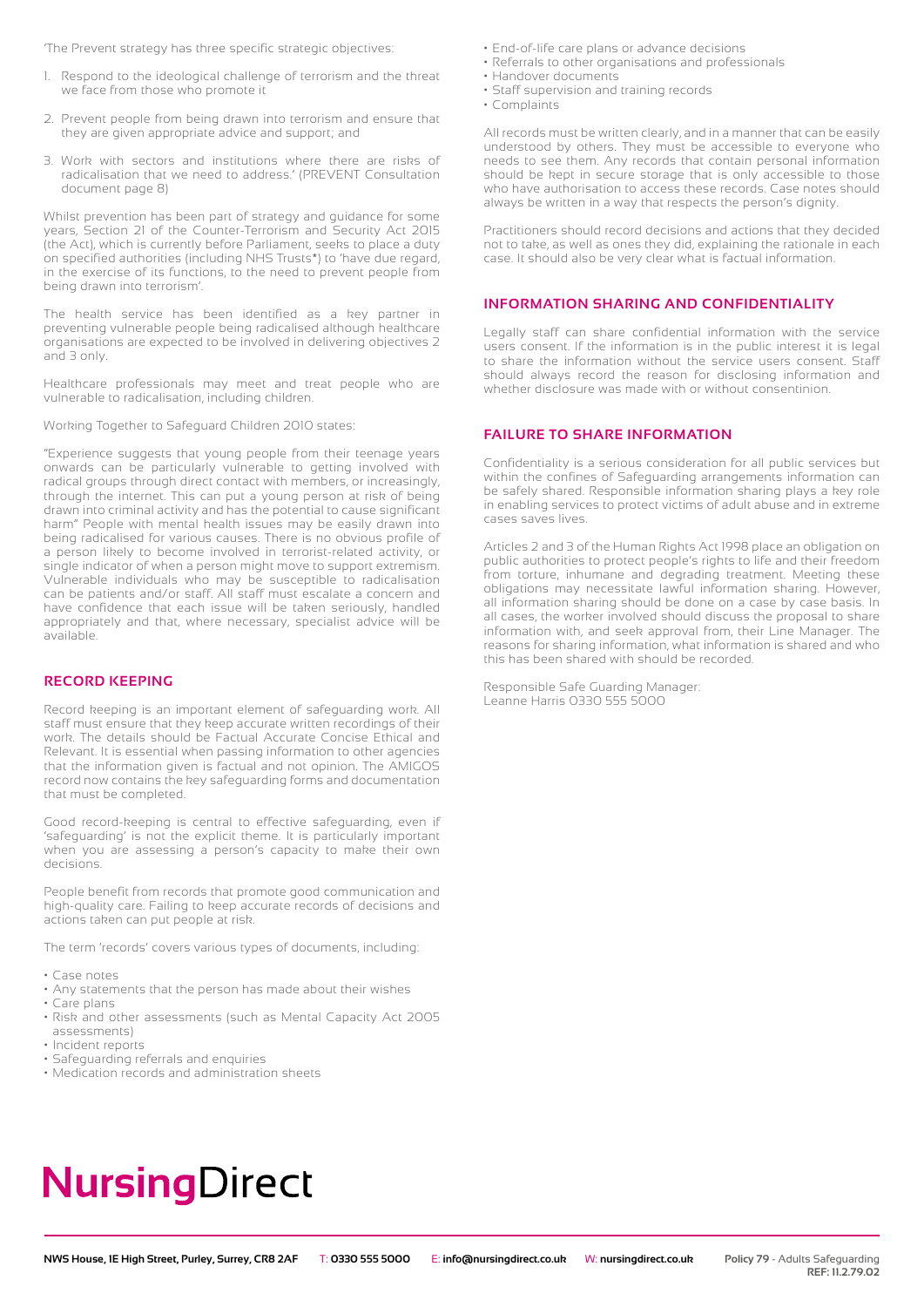'The Prevent strategy has three specific strategic objectives:

1. Respond to the ideological challenge of terrorism and the threat we face from those who promote it
2. Prevent people from being drawn into terrorism and ensure that they are given appropriate advice and support; and
3. Work with sectors and institutions where there are risks of radicalisation that we need to address.' (PREVENT Consultation document page 8)

Whilst prevention has been part of strategy and guidance for some years, Section 21 of the Counter-Terrorism and Security Act 2015 (the Act), which is currently before Parliament, seeks to place a duty on specified authorities (including NHS Trusts*) to 'have due regard, in the exercise of its functions, to the need to prevent people from being drawn into terrorism'.

The health service has been identified as a key partner in preventing vulnerable people being radicalised although healthcare organisations are expected to be involved in delivering objectives 2 and 3 only.

Healthcare professionals may meet and treat people who are vulnerable to radicalisation, including children.

Working Together to Safeguard Children 2010 states:

"Experience suggests that young people from their teenage years onwards can be particularly vulnerable to getting involved with radical groups through direct contact with members, or increasingly, through the internet. This can put a young person at risk of being drawn into criminal activity and has the potential to cause significant harm" People with mental health issues may be easily drawn into being radicalised for various causes. There is no obvious profile of a person likely to become involved in terrorist-related activity, or single indicator of when a person might move to support extremism. Vulnerable individuals who may be susceptible to radicalisation can be patients and/or staff. All staff must escalate a concern and have confidence that each issue will be taken seriously, handled appropriately and that, where necessary, specialist advice will be available.

## RECORD KEEPING

Record keeping is an important element of safeguarding work. All staff must ensure that they keep accurate written recordings of their work. The details should be Factual Accurate Concise Ethical and Relevant. It is essential when passing information to other agencies that the information given is factual and not opinion. The AMIGOS record now contains the key safeguarding forms and documentation that must be completed.

Good record-keeping is central to effective safeguarding, even if 'safeguarding' is not the explicit theme. It is particularly important when you are assessing a person's capacity to make their own decisions.

People benefit from records that promote good communication and high-quality care. Failing to keep accurate records of decisions and actions taken can put people at risk.

The term 'records' covers various types of documents, including:

- Case notes
- Any statements that the person has made about their wishes
- Care plans
- Risk and other assessments (such as Mental Capacity Act 2005 assessments)
- Incident reports
- Safeguarding referrals and enquiries
- Medication records and administration sheets
- End-of-life care plans or advance decisions
- Referrals to other organisations and professionals
- Handover documents
- Staff supervision and training records
- Complaints

All records must be written clearly, and in a manner that can be easily understood by others. They must be accessible to everyone who needs to see them. Any records that contain personal information should be kept in secure storage that is only accessible to those who have authorisation to access these records. Case notes should always be written in a way that respects the person's dignity.

Practitioners should record decisions and actions that they decided not to take, as well as ones they did, explaining the rationale in each case. It should also be very clear what is factual information.

## INFORMATION SHARING AND CONFIDENTIALITY

Legally staff can share confidential information with the service users consent. If the information is in the public interest it is legal to share the information without the service users consent. Staff should always record the reason for disclosing information and whether disclosure was made with or without consentinion.

## FAILURE TO SHARE INFORMATION

Confidentiality is a serious consideration for all public services but within the confines of Safeguarding arrangements information can be safely shared. Responsible information sharing plays a key role in enabling services to protect victims of adult abuse and in extreme cases saves lives.

Articles 2 and 3 of the Human Rights Act 1998 place an obligation on public authorities to protect people's rights to life and their freedom from torture, inhumane and degrading treatment. Meeting these obligations may necessitate lawful information sharing. However, all information sharing should be done on a case by case basis. In all cases, the worker involved should discuss the proposal to share information with, and seek approval from, their Line Manager. The reasons for sharing information, what information is shared and who this has been shared with should be recorded.

Responsible Safe Guarding Manager:
Leanne Harris 0330 555 5000

**Nursing**Direct

**NWS House, 1E High Street, Purley, Surrey, CR8 2AF** T: **0330 555 5000** E: **info@nursingdirect.co.uk** W: **nursingdirect.co.uk** **Policy 79** - Adults Safeguarding **REF: 11.2.79.02**